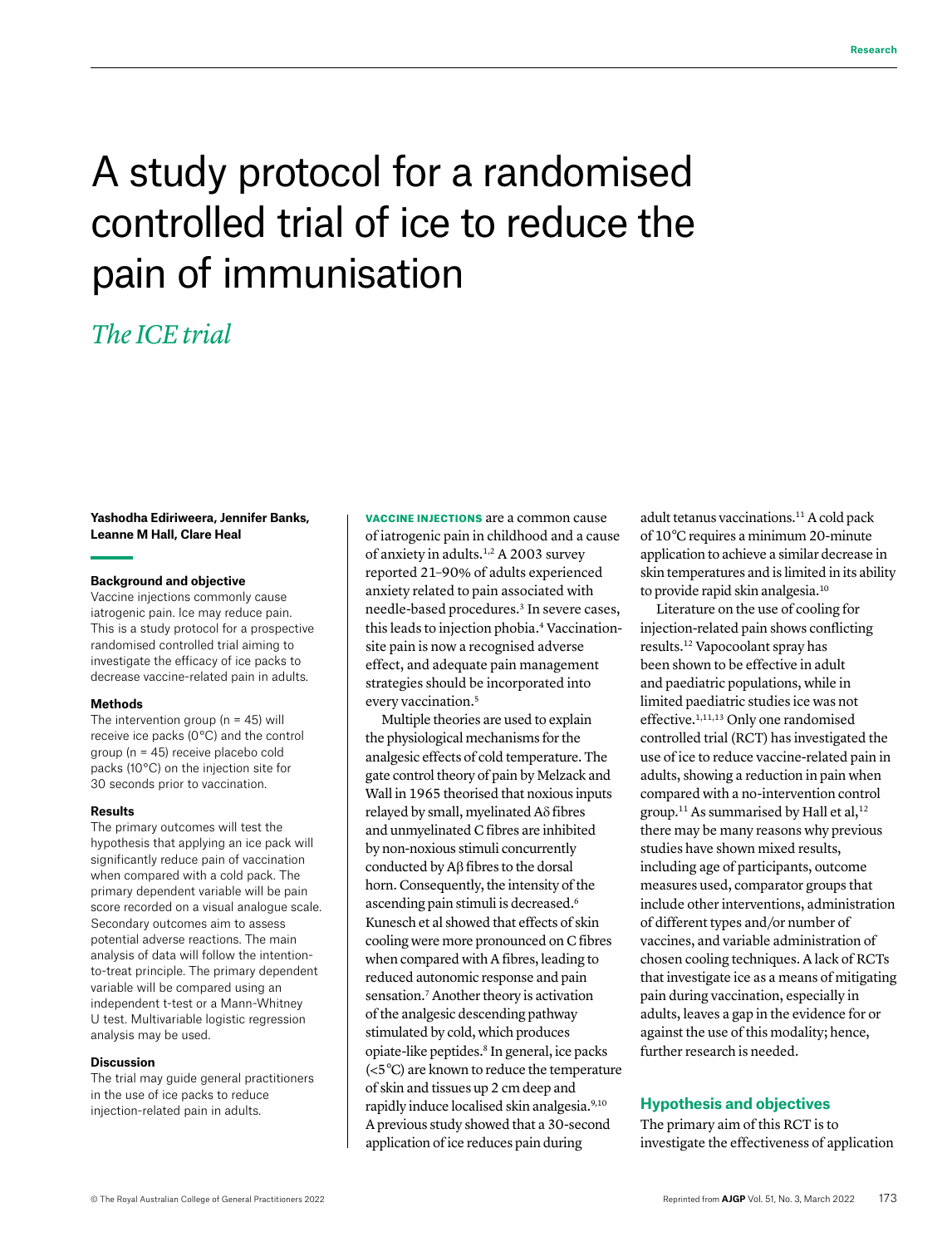# A study protocol for a randomised controlled trial of ice to reduce the pain of immunisation

## *The ICE trial*

**Yashodha Ediriweera, Jennifer Banks, Leanne M Hall, Clare Heal**

### Background and objective

Vaccine injections commonly cause iatrogenic pain. Ice may reduce pain. This is a study protocol for a prospective randomised controlled trial aiming to investigate the efficacy of ice packs to decrease vaccine-related pain in adults.

### Methods

The intervention group (n = 45) will receive ice packs (0°C) and the control group (n = 45) receive placebo cold packs (10°C) on the injection site for 30 seconds prior to vaccination.

### Results

The primary outcomes will test the hypothesis that applying an ice pack will significantly reduce pain of vaccination when compared with a cold pack. The primary dependent variable will be pain score recorded on a visual analogue scale. Secondary outcomes aim to assess potential adverse reactions. The main analysis of data will follow the intention-to-treat principle. The primary dependent variable will be compared using an independent t-test or a Mann-Whitney U test. Multivariable logistic regression analysis may be used.

### Discussion

The trial may guide general practitioners in the use of ice packs to reduce injection-related pain in adults.

**VACCINE INJECTIONS** are a common cause of iatrogenic pain in childhood and a cause of anxiety in adults.[1,2] A 2003 survey reported 21–90% of adults experienced anxiety related to pain associated with needle-based procedures.[3] In severe cases, this leads to injection phobia.[4] Vaccination-site pain is now a recognised adverse effect, and adequate pain management strategies should be incorporated into every vaccination.[5]

Multiple theories are used to explain the physiological mechanisms for the analgesic effects of cold temperature. The gate control theory of pain by Melzack and Wall in 1965 theorised that noxious inputs relayed by small, myelinated Aδ fibres and unmyelinated C fibres are inhibited by non-noxious stimuli concurrently conducted by Aβ fibres to the dorsal horn. Consequently, the intensity of the ascending pain stimuli is decreased.[6] Kunesch et al showed that effects of skin cooling were more pronounced on C fibres when compared with A fibres, leading to reduced autonomic response and pain sensation.[7] Another theory is activation of the analgesic descending pathway stimulated by cold, which produces opiate-like peptides.[8] In general, ice packs (<5°C) are known to reduce the temperature of skin and tissues up 2 cm deep and rapidly induce localised skin analgesia.[9,10] A previous study showed that a 30-second application of ice reduces pain during adult tetanus vaccinations.[11] A cold pack of 10°C requires a minimum 20-minute application to achieve a similar decrease in skin temperatures and is limited in its ability to provide rapid skin analgesia.[10]

Literature on the use of cooling for injection-related pain shows conflicting results.[12] Vapocoolant spray has been shown to be effective in adult and paediatric populations, while in limited paediatric studies ice was not effective.[1,11,13] Only one randomised controlled trial (RCT) has investigated the use of ice to reduce vaccine-related pain in adults, showing a reduction in pain when compared with a no-intervention control group.[11] As summarised by Hall et al,[12] there may be many reasons why previous studies have shown mixed results, including age of participants, outcome measures used, comparator groups that include other interventions, administration of different types and/or number of vaccines, and variable administration of chosen cooling techniques. A lack of RCTs that investigate ice as a means of mitigating pain during vaccination, especially in adults, leaves a gap in the evidence for or against the use of this modality; hence, further research is needed.

## Hypothesis and objectives

The primary aim of this RCT is to investigate the effectiveness of application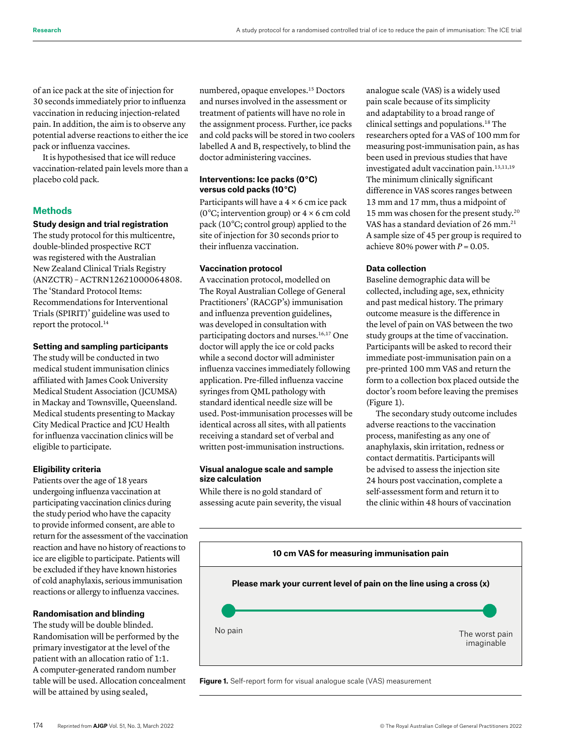of an ice pack at the site of injection for 30 seconds immediately prior to influenza vaccination in reducing injection-related pain. In addition, the aim is to observe any potential adverse reactions to either the ice pack or influenza vaccines.

It is hypothesised that ice will reduce vaccination-related pain levels more than a placebo cold pack.

## Methods

### Study design and trial registration

The study protocol for this multicentre, double-blinded prospective RCT was registered with the Australian New Zealand Clinical Trials Registry (ANZCTR) – ACTRN12621000064808. The 'Standard Protocol Items: Recommendations for Interventional Trials (SPIRIT)' guideline was used to report the protocol.[14]

### Setting and sampling participants

The study will be conducted in two medical student immunisation clinics affiliated with James Cook University Medical Student Association (JCUMSA) in Mackay and Townsville, Queensland. Medical students presenting to Mackay City Medical Practice and JCU Health for influenza vaccination clinics will be eligible to participate.

### Eligibility criteria

Patients over the age of 18 years undergoing influenza vaccination at participating vaccination clinics during the study period who have the capacity to provide informed consent, are able to return for the assessment of the vaccination reaction and have no history of reactions to ice are eligible to participate. Patients will be excluded if they have known histories of cold anaphylaxis, serious immunisation reactions or allergy to influenza vaccines.

### Randomisation and blinding

The study will be double blinded. Randomisation will be performed by the primary investigator at the level of the patient with an allocation ratio of 1:1. A computer-generated random number table will be used. Allocation concealment will be attained by using sealed, numbered, opaque envelopes.[15] Doctors and nurses involved in the assessment or treatment of patients will have no role in the assignment process. Further, ice packs and cold packs will be stored in two coolers labelled A and B, respectively, to blind the doctor administering vaccines.

### Interventions: Ice packs (0°C) versus cold packs (10°C)

Participants will have a $4 \times 6$ cm ice pack (0°C; intervention group) or $4 \times 6$ cm cold pack (10°C; control group) applied to the site of injection for 30 seconds prior to their influenza vaccination.

### Vaccination protocol

A vaccination protocol, modelled on The Royal Australian College of General Practitioners' (RACGP's) immunisation and influenza prevention guidelines, was developed in consultation with participating doctors and nurses.[16,17] One doctor will apply the ice or cold packs while a second doctor will administer influenza vaccines immediately following application. Pre-filled influenza vaccine syringes from QML pathology with standard identical needle size will be used. Post-immunisation processes will be identical across all sites, with all patients receiving a standard set of verbal and written post-immunisation instructions.

### Visual analogue scale and sample size calculation

While there is no gold standard of assessing acute pain severity, the visual analogue scale (VAS) is a widely used pain scale because of its simplicity and adaptability to a broad range of clinical settings and populations.[18] The researchers opted for a VAS of 100 mm for measuring post-immunisation pain, as has been used in previous studies that have investigated adult vaccination pain.[13,11,19] The minimum clinically significant difference in VAS scores ranges between 13 mm and 17 mm, thus a midpoint of 15 mm was chosen for the present study.[20] VAS has a standard deviation of 26 mm.[21] A sample size of 45 per group is required to achieve 80% power with $P = 0.05$.

### Data collection

Baseline demographic data will be collected, including age, sex, ethnicity and past medical history. The primary outcome measure is the difference in the level of pain on VAS between the two study groups at the time of vaccination. Participants will be asked to record their immediate post-immunisation pain on a pre-printed 100 mm VAS and return the form to a collection box placed outside the doctor's room before leaving the premises (Figure 1).

The secondary study outcome includes adverse reactions to the vaccination process, manifesting as any one of anaphylaxis, skin irritation, redness or contact dermatitis. Participants will be advised to assess the injection site 24 hours post vaccination, complete a self-assessment form and return it to the clinic within 48 hours of vaccination

| 10 cm VAS for measuring immunisation pain |
| --- |
| Please mark your current level of pain on the line using a cross (x) |
| No pain ●————————● The worst pain imaginable |

**Figure 1.** Self-report form for visual analogue scale (VAS) measurement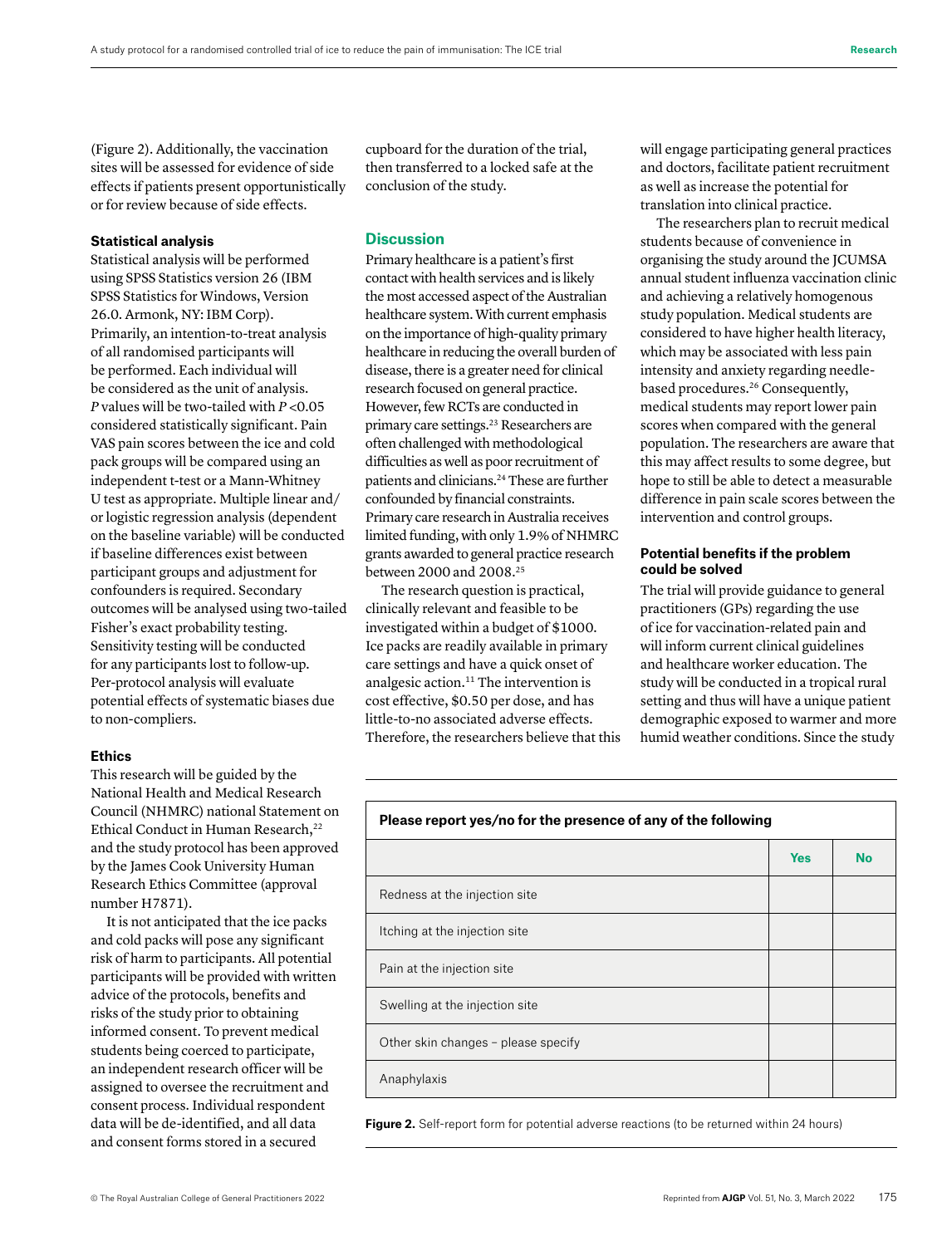(Figure 2). Additionally, the vaccination sites will be assessed for evidence of side effects if patients present opportunistically or for review because of side effects.

### Statistical analysis

Statistical analysis will be performed using SPSS Statistics version 26 (IBM SPSS Statistics for Windows, Version 26.0. Armonk, NY: IBM Corp). Primarily, an intention-to-treat analysis of all randomised participants will be performed. Each individual will be considered as the unit of analysis. $P$ values will be two-tailed with $P < 0.05$ considered statistically significant. Pain VAS pain scores between the ice and cold pack groups will be compared using an independent t-test or a Mann-Whitney U test as appropriate. Multiple linear and/or logistic regression analysis (dependent on the baseline variable) will be conducted if baseline differences exist between participant groups and adjustment for confounders is required. Secondary outcomes will be analysed using two-tailed Fisher's exact probability testing. Sensitivity testing will be conducted for any participants lost to follow-up. Per-protocol analysis will evaluate potential effects of systematic biases due to non-compliers.

### Ethics

This research will be guided by the National Health and Medical Research Council (NHMRC) national Statement on Ethical Conduct in Human Research,[22] and the study protocol has been approved by the James Cook University Human Research Ethics Committee (approval number H7871).

It is not anticipated that the ice packs and cold packs will pose any significant risk of harm to participants. All potential participants will be provided with written advice of the protocols, benefits and risks of the study prior to obtaining informed consent. To prevent medical students being coerced to participate, an independent research officer will be assigned to oversee the recruitment and consent process. Individual respondent data will be de-identified, and all data and consent forms stored in a secured cupboard for the duration of the trial, then transferred to a locked safe at the conclusion of the study.

## Discussion

Primary healthcare is a patient's first contact with health services and is likely the most accessed aspect of the Australian healthcare system. With current emphasis on the importance of high-quality primary healthcare in reducing the overall burden of disease, there is a greater need for clinical research focused on general practice. However, few RCTs are conducted in primary care settings.[23] Researchers are often challenged with methodological difficulties as well as poor recruitment of patients and clinicians.[24] These are further confounded by financial constraints. Primary care research in Australia receives limited funding, with only 1.9% of NHMRC grants awarded to general practice research between 2000 and 2008.[25]

The research question is practical, clinically relevant and feasible to be investigated within a budget of $1000. Ice packs are readily available in primary care settings and have a quick onset of analgesic action.[11] The intervention is cost effective, $0.50 per dose, and has little-to-no associated adverse effects. Therefore, the researchers believe that this will engage participating general practices and doctors, facilitate patient recruitment as well as increase the potential for translation into clinical practice.

The researchers plan to recruit medical students because of convenience in organising the study around the JCUMSA annual student influenza vaccination clinic and achieving a relatively homogenous study population. Medical students are considered to have higher health literacy, which may be associated with less pain intensity and anxiety regarding needle-based procedures.[26] Consequently, medical students may report lower pain scores when compared with the general population. The researchers are aware that this may affect results to some degree, but hope to still be able to detect a measurable difference in pain scale scores between the intervention and control groups.

### Potential benefits if the problem could be solved

The trial will provide guidance to general practitioners (GPs) regarding the use of ice for vaccination-related pain and will inform current clinical guidelines and healthcare worker education. The study will be conducted in a tropical rural setting and thus will have a unique patient demographic exposed to warmer and more humid weather conditions. Since the study

| Please report yes/no for the presence of any of the following | | |
|---|---|---|
| | **Yes** | **No** |
| Redness at the injection site | | |
| Itching at the injection site | | |
| Pain at the injection site | | |
| Swelling at the injection site | | |
| Other skin changes – please specify | | |
| Anaphylaxis | | |

**Figure 2.** Self-report form for potential adverse reactions (to be returned within 24 hours)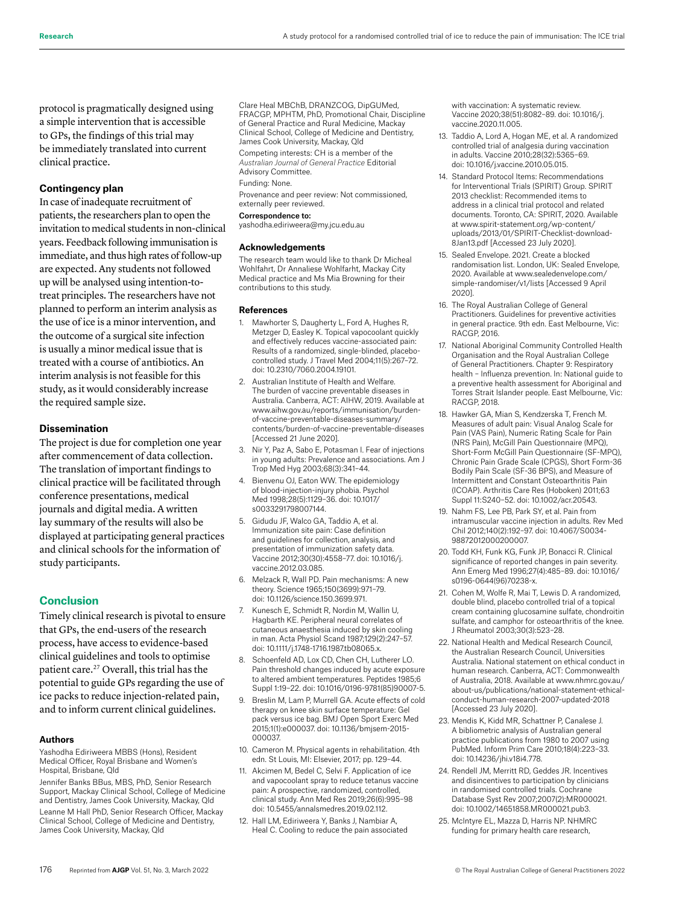protocol is pragmatically designed using a simple intervention that is accessible to GPs, the findings of this trial may be immediately translated into current clinical practice.

### Contingency plan

In case of inadequate recruitment of patients, the researchers plan to open the invitation to medical students in non-clinical years. Feedback following immunisation is immediate, and thus high rates of follow-up are expected. Any students not followed up will be analysed using intention-to-treat principles. The researchers have not planned to perform an interim analysis as the use of ice is a minor intervention, and the outcome of a surgical site infection is usually a minor medical issue that is treated with a course of antibiotics. An interim analysis is not feasible for this study, as it would considerably increase the required sample size.

### Dissemination

The project is due for completion one year after commencement of data collection. The translation of important findings to clinical practice will be facilitated through conference presentations, medical journals and digital media. A written lay summary of the results will also be displayed at participating general practices and clinical schools for the information of study participants.

## Conclusion

Timely clinical research is pivotal to ensure that GPs, the end-users of the research process, have access to evidence-based clinical guidelines and tools to optimise patient care.[27] Overall, this trial has the potential to guide GPs regarding the use of ice packs to reduce injection-related pain, and to inform current clinical guidelines.

#### Authors

Yashodha Ediriweera MBBS (Hons), Resident Medical Officer, Royal Brisbane and Women's Hospital, Brisbane, Qld

Jennifer Banks BBus, MBS, PhD, Senior Research Support, Mackay Clinical School, College of Medicine and Dentistry, James Cook University, Mackay, Qld

Leanne M Hall PhD, Senior Research Officer, Mackay Clinical School, College of Medicine and Dentistry, James Cook University, Mackay, Qld

Clare Heal MBChB, DRANZCOG, DipGUMed, FRACGP, MPHTM, PhD, Promotional Chair, Discipline of General Practice and Rural Medicine, Mackay Clinical School, College of Medicine and Dentistry, James Cook University, Mackay, Qld

Competing interests: CH is a member of the *Australian Journal of General Practice* Editorial Advisory Committee.

Funding: None.

Provenance and peer review: Not commissioned, externally peer reviewed.

**Correspondence to:**

yashodha.ediriweera@my.jcu.edu.au

#### Acknowledgements

The research team would like to thank Dr Micheal Wohlfahrt, Dr Annaliese Wohlfarht, Mackay City Medical practice and Ms Mia Browning for their contributions to this study.

#### References

1. Mawhorter S, Daugherty L, Ford A, Hughes R, Metzger D, Easley K. Topical vapocoolant quickly and effectively reduces vaccine-associated pain: Results of a randomized, single-blinded, placebo-controlled study. J Travel Med 2004;11(5):267–72. doi: 10.2310/7060.2004.19101.
2. Australian Institute of Health and Welfare. The burden of vaccine preventable diseases in Australia. Canberra, ACT: AIHW, 2019. Available at www.aihw.gov.au/reports/immunisation/burden-of-vaccine-preventable-diseases-summary/contents/burden-of-vaccine-preventable-diseases [Accessed 21 June 2020].
3. Nir Y, Paz A, Sabo E, Potasman I. Fear of injections in young adults: Prevalence and associations. Am J Trop Med Hyg 2003;68(3):341–44.
4. Bienvenu OJ, Eaton WW. The epidemiology of blood-injection-injury phobia. Psychol Med 1998;28(5):1129–36. doi: 10.1017/s0033291798007144.
5. Gidudu JF, Walco GA, Taddio A, et al. Immunization site pain: Case definition and guidelines for collection, analysis, and presentation of immunization safety data. Vaccine 2012;30(30):4558–77. doi: 10.1016/j.vaccine.2012.03.085.
6. Melzack R, Wall PD. Pain mechanisms: A new theory. Science 1965;150(3699):971–79. doi: 10.1126/science.150.3699.971.
7. Kunesch E, Schmidt R, Nordin M, Wallin U, Hagbarth KE. Peripheral neural correlates of cutaneous anaesthesia induced by skin cooling in man. Acta Physiol Scand 1987;129(2):247–57. doi: 10.1111/j.1748-1716.1987.tb08065.x.
8. Schoenfeld AD, Lox CD, Chen CH, Lutherer LO. Pain threshold changes induced by acute exposure to altered ambient temperatures. Peptides 1985;6 Suppl 1:19–22. doi: 10.1016/0196-9781(85)90007-5.
9. Breslin M, Lam P, Murrell GA. Acute effects of cold therapy on knee skin surface temperature: Gel pack versus ice bag. BMJ Open Sport Exerc Med 2015;1(1):e000037. doi: 10.1136/bmjsem-2015-000037.
10. Cameron M. Physical agents in rehabilitation. 4th edn. St Louis, MI: Elsevier, 2017; pp. 129–44.
11. Akcimen M, Bedel C, Selvi F. Application of ice and vapocoolant spray to reduce tetanus vaccine pain: A prospective, randomized, controlled, clinical study. Ann Med Res 2019;26(6):995–98 doi: 10.5455/annalsmedres.2019.02.112.
12. Hall LM, Ediriweera Y, Banks J, Nambiar A, Heal C. Cooling to reduce the pain associated with vaccination: A systematic review. Vaccine 2020;38(51):8082–89. doi: 10.1016/j.vaccine.2020.11.005.
13. Taddio A, Lord A, Hogan ME, et al. A randomized controlled trial of analgesia during vaccination in adults. Vaccine 2010;28(32):5365–69. doi: 10.1016/j.vaccine.2010.05.015.
14. Standard Protocol Items: Recommendations for Interventional Trials (SPIRIT) Group. SPIRIT 2013 checklist: Recommended items to address in a clinical trial protocol and related documents. Toronto, CA: SPIRIT, 2020. Available at www.spirit-statement.org/wp-content/uploads/2013/01/SPIRIT-Checklist-download-8Jan13.pdf [Accessed 23 July 2020].
15. Sealed Envelope. 2021. Create a blocked randomisation list. London, UK: Sealed Envelope, 2020. Available at www.sealedenvelope.com/simple-randomiser/v1/lists [Accessed 9 April 2020].
16. The Royal Australian College of General Practitioners. Guidelines for preventive activities in general practice. 9th edn. East Melbourne, Vic: RACGP, 2016.
17. National Aboriginal Community Controlled Health Organisation and the Royal Australian College of General Practitioners. Chapter 9: Respiratory health – Influenza prevention. In: National guide to a preventive health assessment for Aboriginal and Torres Strait Islander people. East Melbourne, Vic: RACGP, 2018.
18. Hawker GA, Mian S, Kendzerska T, French M. Measures of adult pain: Visual Analog Scale for Pain (VAS Pain), Numeric Rating Scale for Pain (NRS Pain), McGill Pain Questionnaire (MPQ), Short-Form McGill Pain Questionnaire (SF-MPQ), Chronic Pain Grade Scale (CPGS), Short Form-36 Bodily Pain Scale (SF-36 BPS), and Measure of Intermittent and Constant Osteoarthritis Pain (ICOAP). Arthritis Care Res (Hoboken) 2011;63 Suppl 11:S240–52. doi: 10.1002/acr.20543.
19. Nahm FS, Lee PB, Park SY, et al. Pain from intramuscular vaccine injection in adults. Rev Med Chil 2012;140(2):192–97. doi: 10.4067/S0034-98872012000200007.
20. Todd KH, Funk KG, Funk JP, Bonacci R. Clinical significance of reported changes in pain severity. Ann Emerg Med 1996;27(4):485–89. doi: 10.1016/s0196-0644(96)70238-x.
21. Cohen M, Wolfe R, Mai T, Lewis D. A randomized, double blind, placebo controlled trial of a topical cream containing glucosamine sulfate, chondroitin sulfate, and camphor for osteoarthritis of the knee. J Rheumatol 2003;30(3):523–28.
22. National Health and Medical Research Council, the Australian Research Council, Universities Australia. National statement on ethical conduct in human research. Canberra, ACT: Commonwealth of Australia, 2018. Available at www.nhmrc.gov.au/about-us/publications/national-statement-ethical-conduct-human-research-2007-updated-2018 [Accessed 23 July 2020].
23. Mendis K, Kidd MR, Schattner P, Canalese J. A bibliometric analysis of Australian general practice publications from 1980 to 2007 using PubMed. Inform Prim Care 2010;18(4):223–33. doi: 10.14236/jhi.v18i4.778.
24. Rendell JM, Merritt RD, Geddes JR. Incentives and disincentives to participation by clinicians in randomised controlled trials. Cochrane Database Syst Rev 2007;2007(2):MR000021. doi: 10.1002/14651858.MR000021.pub3.
25. McIntyre EL, Mazza D, Harris NP. NHMRC funding for primary health care research,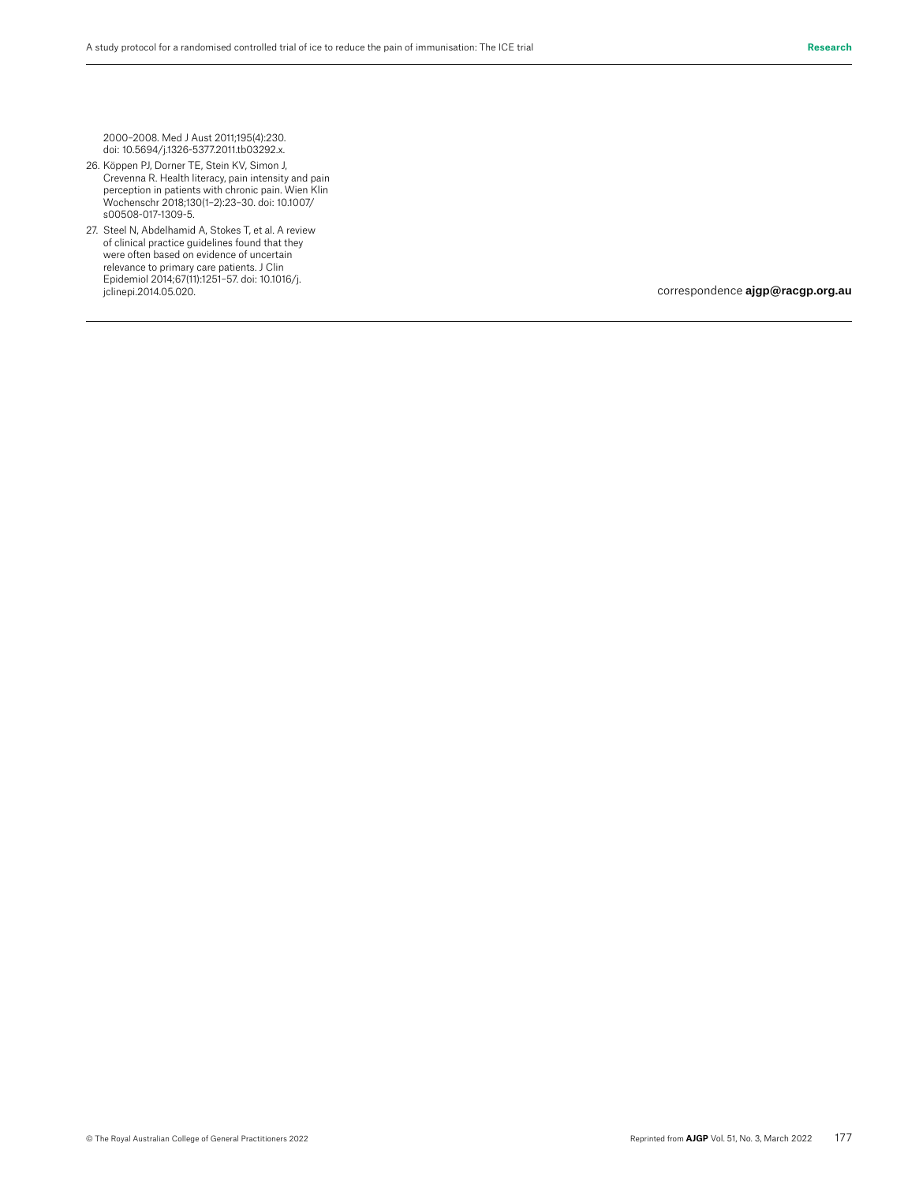2000–2008. Med J Aust 2011;195(4):230. doi: 10.5694/j.1326-5377.2011.tb03292.x.

26. Köppen PJ, Dorner TE, Stein KV, Simon J, Crevenna R. Health literacy, pain intensity and pain perception in patients with chronic pain. Wien Klin Wochenschr 2018;130(1–2):23–30. doi: 10.1007/s00508-017-1309-5.
27. Steel N, Abdelhamid A, Stokes T, et al. A review of clinical practice guidelines found that they were often based on evidence of uncertain relevance to primary care patients. J Clin Epidemiol 2014;67(11):1251–57. doi: 10.1016/j.jclinepi.2014.05.020.

correspondence **ajgp@racgp.org.au**